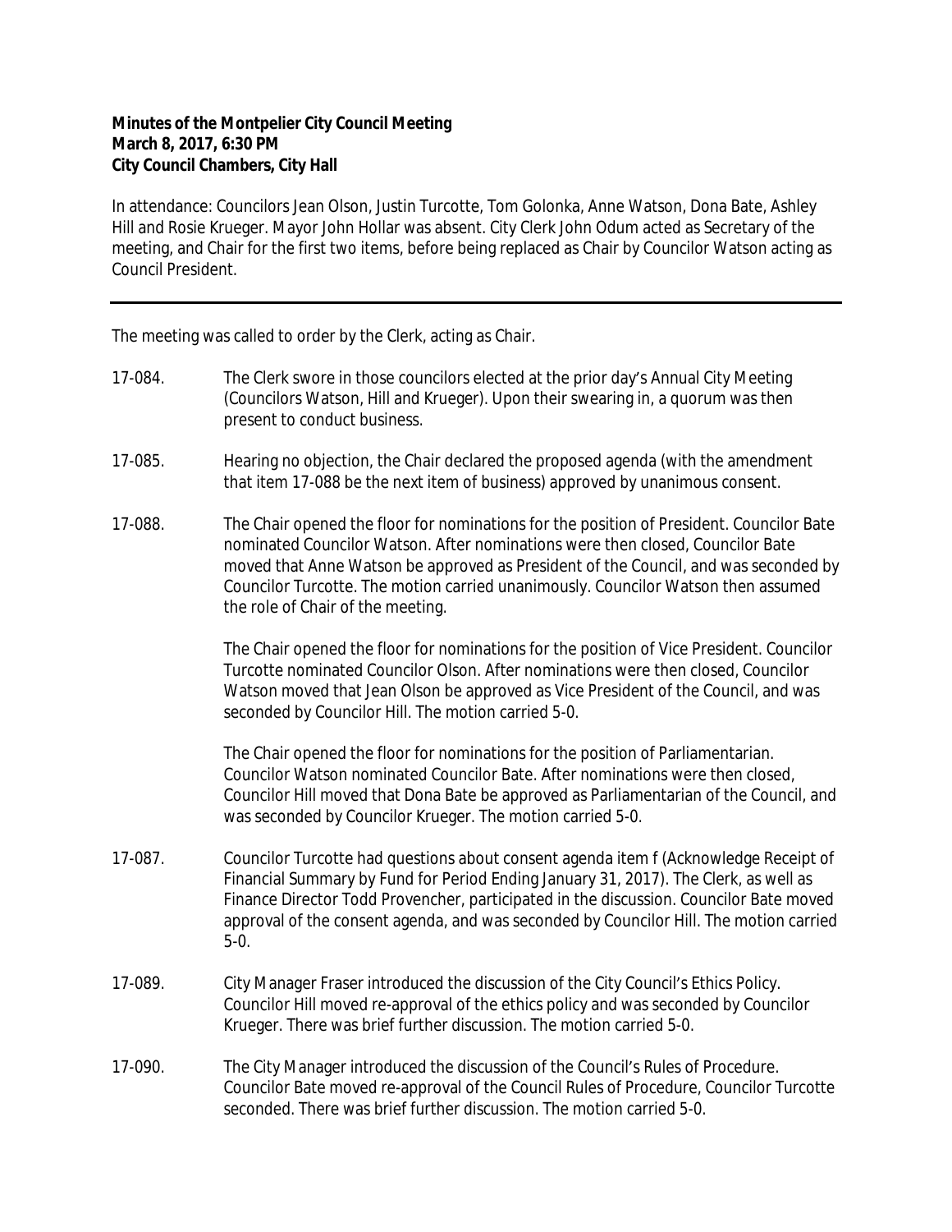**Minutes of the Montpelier City Council Meeting**
**March 8, 2017, 6:30 PM**
**City Council Chambers, City Hall**

In attendance: Councilors Jean Olson, Justin Turcotte, Tom Golonka, Anne Watson, Dona Bate, Ashley Hill and Rosie Krueger. Mayor John Hollar was absent. City Clerk John Odum acted as Secretary of the meeting, and Chair for the first two items, before being replaced as Chair by Councilor Watson acting as Council President.

---

The meeting was called to order by the Clerk, acting as Chair.

17-084. The Clerk swore in those councilors elected at the prior day's Annual City Meeting (Councilors Watson, Hill and Krueger). Upon their swearing in, a quorum was then present to conduct business.

17-085. Hearing no objection, the Chair declared the proposed agenda (with the amendment that item 17-088 be the next item of business) approved by unanimous consent.

17-088. The Chair opened the floor for nominations for the position of President. Councilor Bate nominated Councilor Watson. After nominations were then closed, Councilor Bate moved that Anne Watson be approved as President of the Council, and was seconded by Councilor Turcotte. The motion carried unanimously. Councilor Watson then assumed the role of Chair of the meeting.

The Chair opened the floor for nominations for the position of Vice President. Councilor Turcotte nominated Councilor Olson. After nominations were then closed, Councilor Watson moved that Jean Olson be approved as Vice President of the Council, and was seconded by Councilor Hill. The motion carried 5-0.

The Chair opened the floor for nominations for the position of Parliamentarian. Councilor Watson nominated Councilor Bate. After nominations were then closed, Councilor Hill moved that Dona Bate be approved as Parliamentarian of the Council, and was seconded by Councilor Krueger. The motion carried 5-0.

17-087. Councilor Turcotte had questions about consent agenda item f (Acknowledge Receipt of Financial Summary by Fund for Period Ending January 31, 2017). The Clerk, as well as Finance Director Todd Provencher, participated in the discussion. Councilor Bate moved approval of the consent agenda, and was seconded by Councilor Hill. The motion carried 5-0.

17-089. City Manager Fraser introduced the discussion of the City Council's Ethics Policy. Councilor Hill moved re-approval of the ethics policy and was seconded by Councilor Krueger. There was brief further discussion. The motion carried 5-0.

17-090. The City Manager introduced the discussion of the Council's Rules of Procedure. Councilor Bate moved re-approval of the Council Rules of Procedure, Councilor Turcotte seconded. There was brief further discussion. The motion carried 5-0.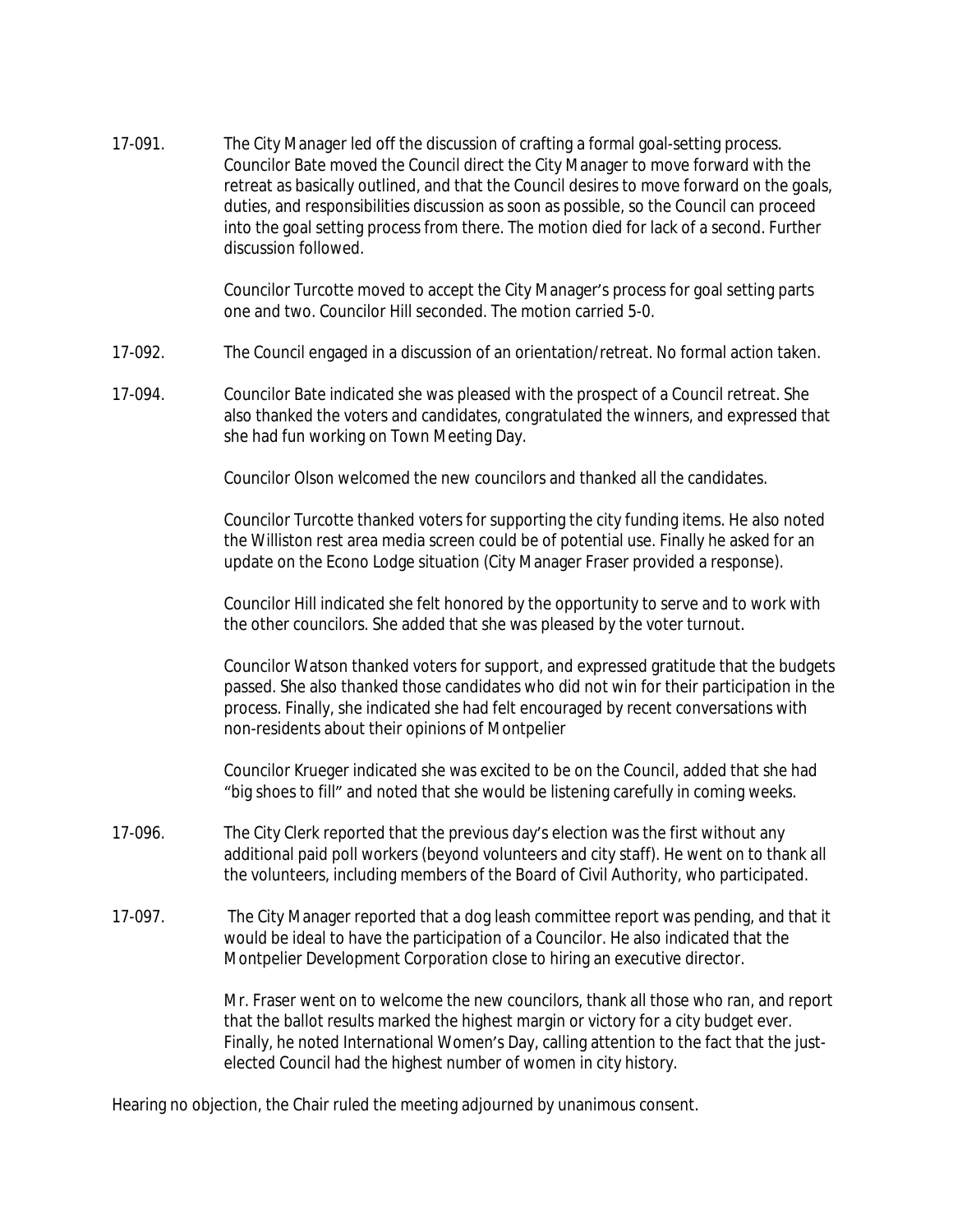17-091. The City Manager led off the discussion of crafting a formal goal-setting process. Councilor Bate moved the Council direct the City Manager to move forward with the retreat as basically outlined, and that the Council desires to move forward on the goals, duties, and responsibilities discussion as soon as possible, so the Council can proceed into the goal setting process from there. The motion died for lack of a second. Further discussion followed.

Councilor Turcotte moved to accept the City Manager's process for goal setting parts one and two. Councilor Hill seconded. The motion carried 5-0.

17-092. The Council engaged in a discussion of an orientation/retreat. No formal action taken.

17-094. Councilor Bate indicated she was pleased with the prospect of a Council retreat. She also thanked the voters and candidates, congratulated the winners, and expressed that she had fun working on Town Meeting Day.

Councilor Olson welcomed the new councilors and thanked all the candidates.

Councilor Turcotte thanked voters for supporting the city funding items. He also noted the Williston rest area media screen could be of potential use. Finally he asked for an update on the Econo Lodge situation (City Manager Fraser provided a response).

Councilor Hill indicated she felt honored by the opportunity to serve and to work with the other councilors. She added that she was pleased by the voter turnout.

Councilor Watson thanked voters for support, and expressed gratitude that the budgets passed. She also thanked those candidates who did not win for their participation in the process. Finally, she indicated she had felt encouraged by recent conversations with non-residents about their opinions of Montpelier

Councilor Krueger indicated she was excited to be on the Council, added that she had "big shoes to fill" and noted that she would be listening carefully in coming weeks.

17-096. The City Clerk reported that the previous day's election was the first without any additional paid poll workers (beyond volunteers and city staff). He went on to thank all the volunteers, including members of the Board of Civil Authority, who participated.

17-097. The City Manager reported that a dog leash committee report was pending, and that it would be ideal to have the participation of a Councilor. He also indicated that the Montpelier Development Corporation close to hiring an executive director.

Mr. Fraser went on to welcome the new councilors, thank all those who ran, and report that the ballot results marked the highest margin or victory for a city budget ever. Finally, he noted International Women's Day, calling attention to the fact that the just-elected Council had the highest number of women in city history.

Hearing no objection, the Chair ruled the meeting adjourned by unanimous consent.